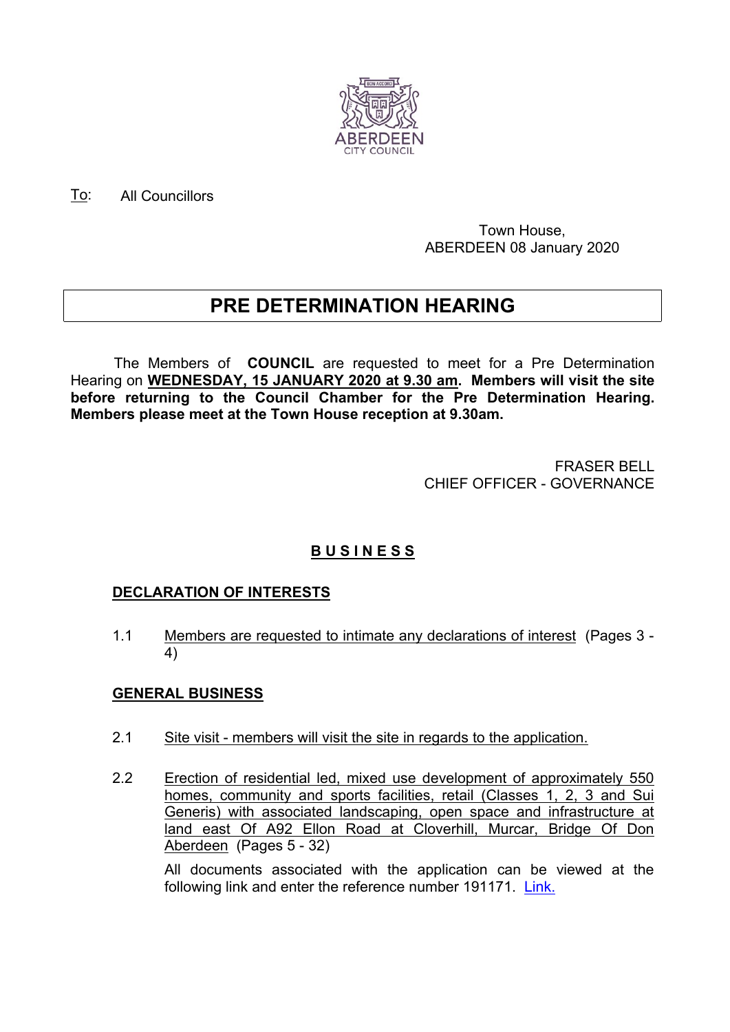To: All Councillors

Town House,
ABERDEEN 08 January 2020

# PRE DETERMINATION HEARING

The Members of **COUNCIL** are requested to meet for a Pre Determination Hearing on **WEDNESDAY, 15 JANUARY 2020 at 9.30 am. Members will visit the site before returning to the Council Chamber for the Pre Determination Hearing. Members please meet at the Town House reception at 9.30am.**

FRASER BELL
CHIEF OFFICER - GOVERNANCE

## B U S I N E S S

### DECLARATION OF INTERESTS

1.1 Members are requested to intimate any declarations of interest (Pages 3 - 4)

### GENERAL BUSINESS

2.1 Site visit - members will visit the site in regards to the application.

2.2 Erection of residential led, mixed use development of approximately 550 homes, community and sports facilities, retail (Classes 1, 2, 3 and Sui Generis) with associated landscaping, open space and infrastructure at land east Of A92 Ellon Road at Cloverhill, Murcar, Bridge Of Don Aberdeen (Pages 5 - 32)

All documents associated with the application can be viewed at the following link and enter the reference number 191171. Link.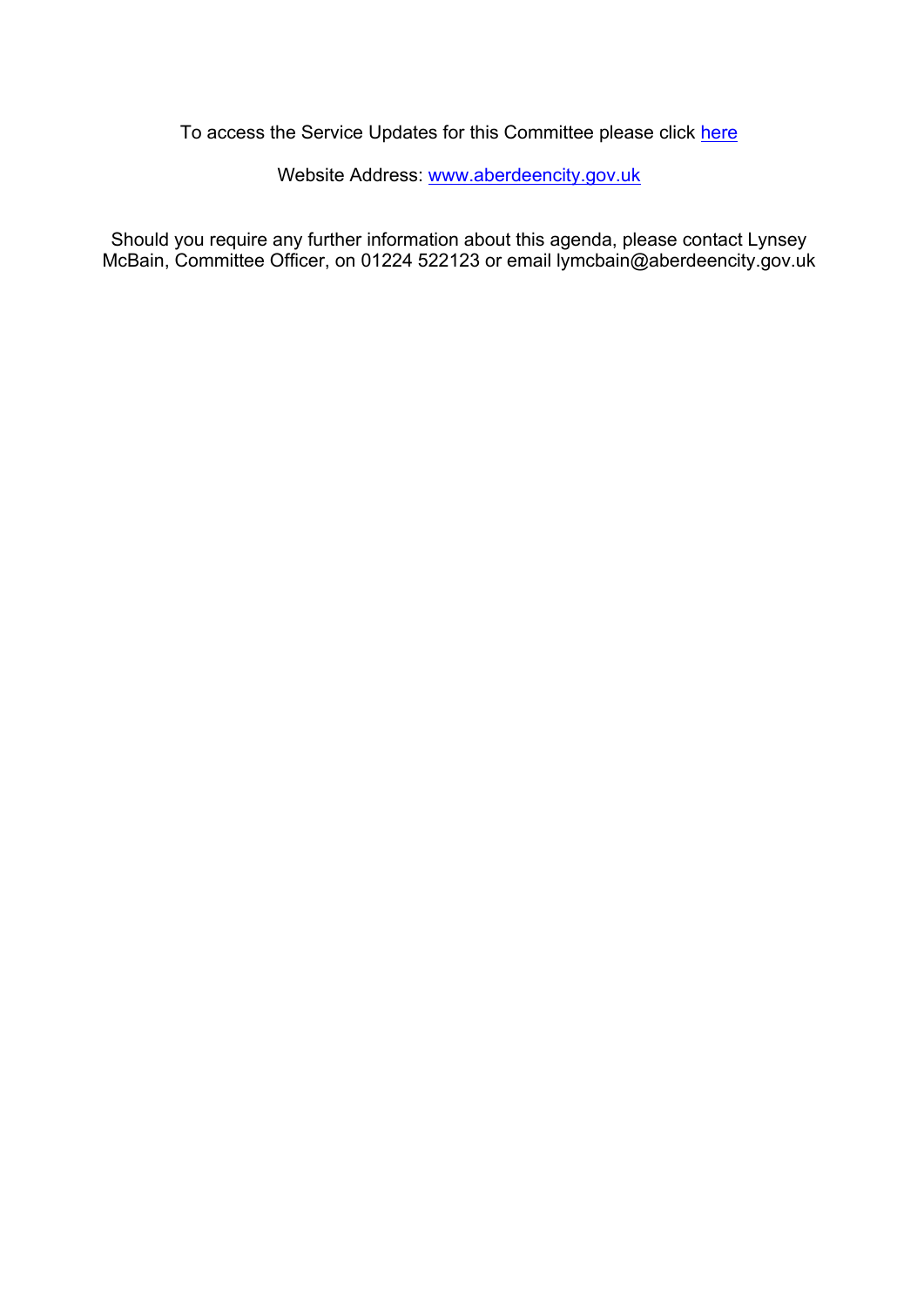To access the Service Updates for this Committee please click [here](#)

Website Address: [www.aberdeencity.gov.uk](http://www.aberdeencity.gov.uk)

Should you require any further information about this agenda, please contact Lynsey McBain, Committee Officer, on 01224 522123 or email lymcbain@aberdeencity.gov.uk